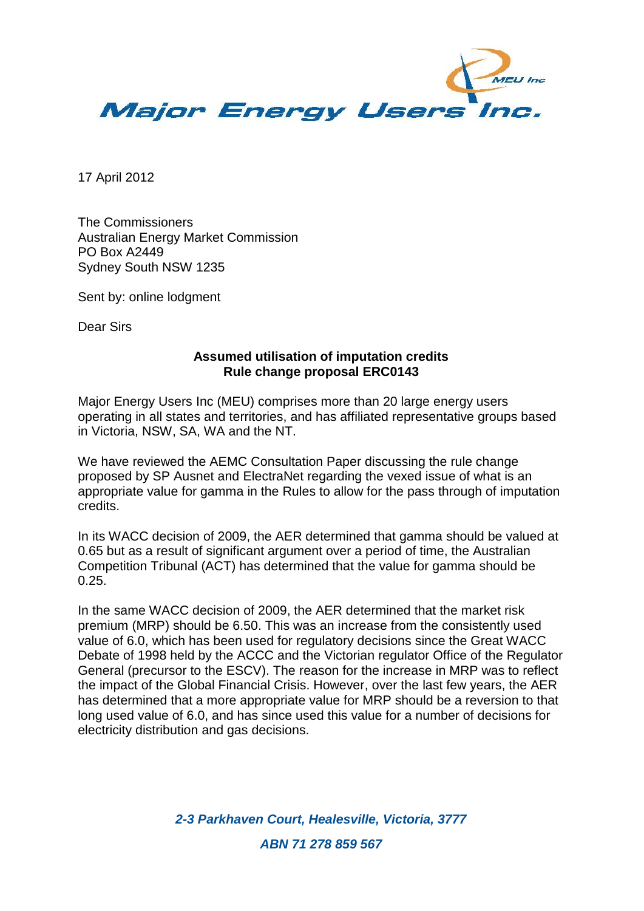# Major Energy Users Inc.

17 April 2012

The Commissioners
Australian Energy Market Commission
PO Box A2449
Sydney South NSW 1235

Sent by: online lodgment

Dear Sirs

**Assumed utilisation of imputation credits**
**Rule change proposal ERC0143**

Major Energy Users Inc (MEU) comprises more than 20 large energy users operating in all states and territories, and has affiliated representative groups based in Victoria, NSW, SA, WA and the NT.

We have reviewed the AEMC Consultation Paper discussing the rule change proposed by SP Ausnet and ElectraNet regarding the vexed issue of what is an appropriate value for gamma in the Rules to allow for the pass through of imputation credits.

In its WACC decision of 2009, the AER determined that gamma should be valued at 0.65 but as a result of significant argument over a period of time, the Australian Competition Tribunal (ACT) has determined that the value for gamma should be 0.25.

In the same WACC decision of 2009, the AER determined that the market risk premium (MRP) should be 6.50. This was an increase from the consistently used value of 6.0, which has been used for regulatory decisions since the Great WACC Debate of 1998 held by the ACCC and the Victorian regulator Office of the Regulator General (precursor to the ESCV). The reason for the increase in MRP was to reflect the impact of the Global Financial Crisis. However, over the last few years, the AER has determined that a more appropriate value for MRP should be a reversion to that long used value of 6.0, and has since used this value for a number of decisions for electricity distribution and gas decisions.

***2-3 Parkhaven Court, Healesville, Victoria, 3777***

***ABN 71 278 859 567***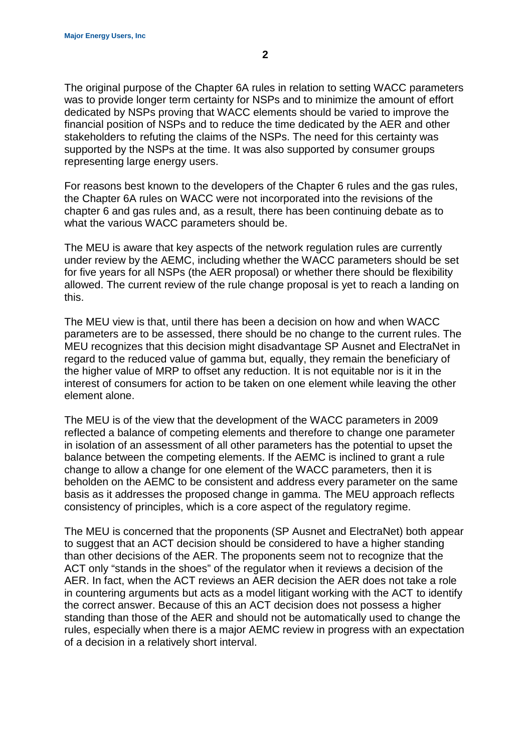The original purpose of the Chapter 6A rules in relation to setting WACC parameters was to provide longer term certainty for NSPs and to minimize the amount of effort dedicated by NSPs proving that WACC elements should be varied to improve the financial position of NSPs and to reduce the time dedicated by the AER and other stakeholders to refuting the claims of the NSPs. The need for this certainty was supported by the NSPs at the time. It was also supported by consumer groups representing large energy users.

For reasons best known to the developers of the Chapter 6 rules and the gas rules, the Chapter 6A rules on WACC were not incorporated into the revisions of the chapter 6 and gas rules and, as a result, there has been continuing debate as to what the various WACC parameters should be.

The MEU is aware that key aspects of the network regulation rules are currently under review by the AEMC, including whether the WACC parameters should be set for five years for all NSPs (the AER proposal) or whether there should be flexibility allowed. The current review of the rule change proposal is yet to reach a landing on this.

The MEU view is that, until there has been a decision on how and when WACC parameters are to be assessed, there should be no change to the current rules. The MEU recognizes that this decision might disadvantage SP Ausnet and ElectraNet in regard to the reduced value of gamma but, equally, they remain the beneficiary of the higher value of MRP to offset any reduction. It is not equitable nor is it in the interest of consumers for action to be taken on one element while leaving the other element alone.

The MEU is of the view that the development of the WACC parameters in 2009 reflected a balance of competing elements and therefore to change one parameter in isolation of an assessment of all other parameters has the potential to upset the balance between the competing elements. If the AEMC is inclined to grant a rule change to allow a change for one element of the WACC parameters, then it is beholden on the AEMC to be consistent and address every parameter on the same basis as it addresses the proposed change in gamma. The MEU approach reflects consistency of principles, which is a core aspect of the regulatory regime.

The MEU is concerned that the proponents (SP Ausnet and ElectraNet) both appear to suggest that an ACT decision should be considered to have a higher standing than other decisions of the AER. The proponents seem not to recognize that the ACT only "stands in the shoes" of the regulator when it reviews a decision of the AER. In fact, when the ACT reviews an AER decision the AER does not take a role in countering arguments but acts as a model litigant working with the ACT to identify the correct answer. Because of this an ACT decision does not possess a higher standing than those of the AER and should not be automatically used to change the rules, especially when there is a major AEMC review in progress with an expectation of a decision in a relatively short interval.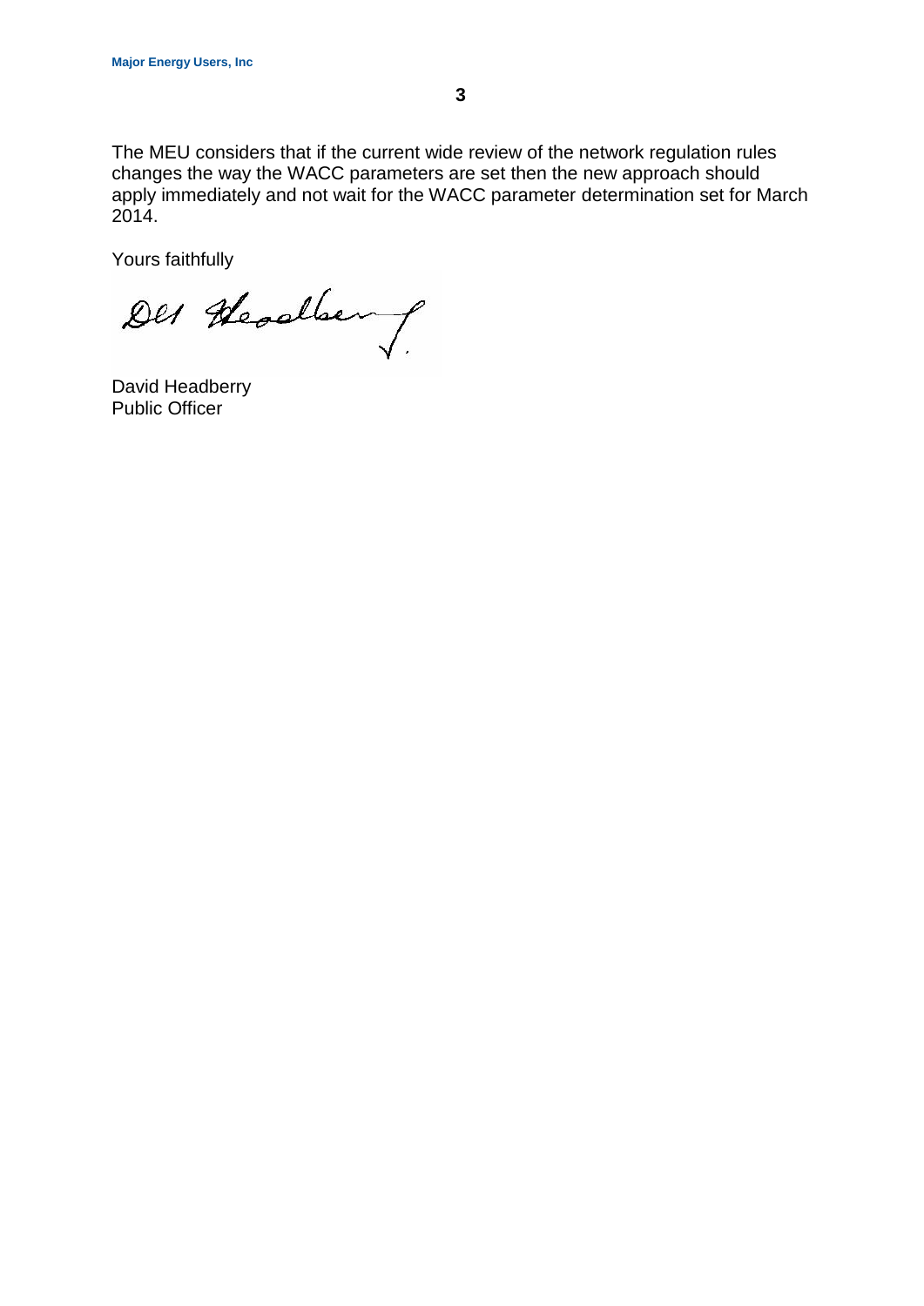The MEU considers that if the current wide review of the network regulation rules changes the way the WACC parameters are set then the new approach should apply immediately and not wait for the WACC parameter determination set for March 2014.

Yours faithfully

David Headberry
Public Officer